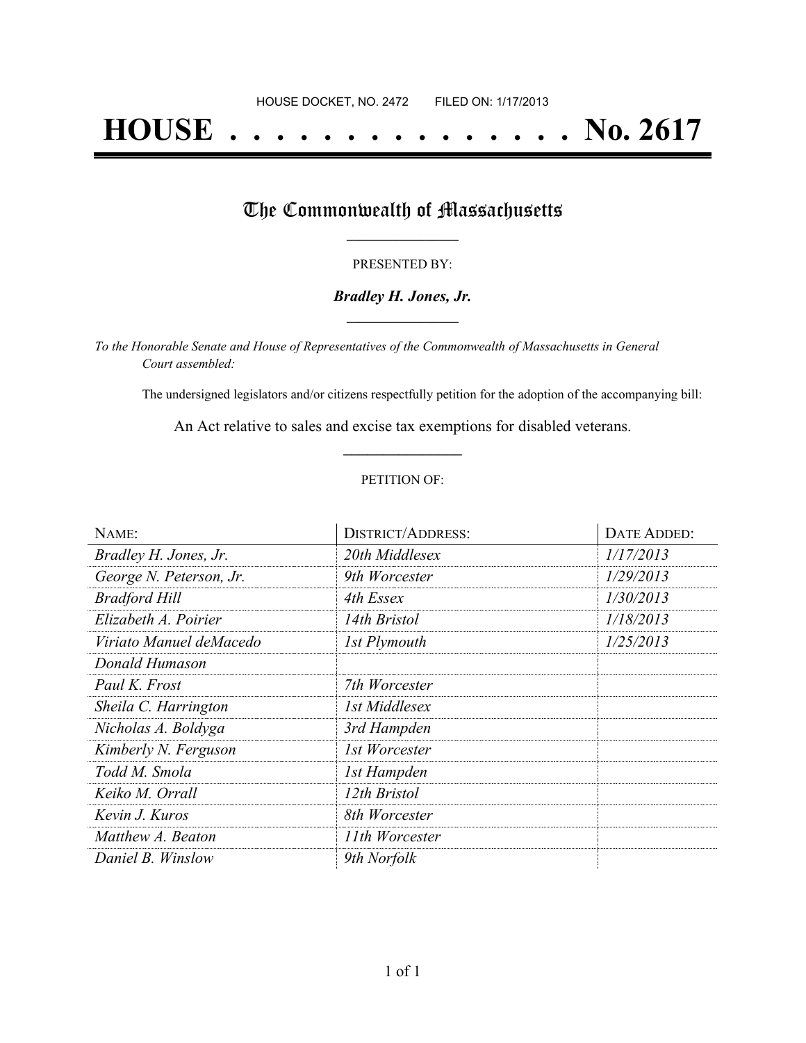HOUSE DOCKET, NO. 2472        FILED ON: 1/17/2013

# HOUSE . . . . . . . . . . . . . . . No. 2617

## The Commonwealth of Massachusetts

PRESENTED BY:

***Bradley H. Jones, Jr.***

*To the Honorable Senate and House of Representatives of the Commonwealth of Massachusetts in General Court assembled:*

The undersigned legislators and/or citizens respectfully petition for the adoption of the accompanying bill:

An Act relative to sales and excise tax exemptions for disabled veterans.

PETITION OF:

| NAME: | DISTRICT/ADDRESS: | DATE ADDED: |
|---|---|---|
| *Bradley H. Jones, Jr.* | *20th Middlesex* | *1/17/2013* |
| *George N. Peterson, Jr.* | *9th Worcester* | *1/29/2013* |
| *Bradford Hill* | *4th Essex* | *1/30/2013* |
| *Elizabeth A. Poirier* | *14th Bristol* | *1/18/2013* |
| *Viriato Manuel deMacedo* | *1st Plymouth* | *1/25/2013* |
| *Donald Humason* | | |
| *Paul K. Frost* | *7th Worcester* | |
| *Sheila C. Harrington* | *1st Middlesex* | |
| *Nicholas A. Boldyga* | *3rd Hampden* | |
| *Kimberly N. Ferguson* | *1st Worcester* | |
| *Todd M. Smola* | *1st Hampden* | |
| *Keiko M. Orrall* | *12th Bristol* | |
| *Kevin J. Kuros* | *8th Worcester* | |
| *Matthew A. Beaton* | *11th Worcester* | |
| *Daniel B. Winslow* | *9th Norfolk* | |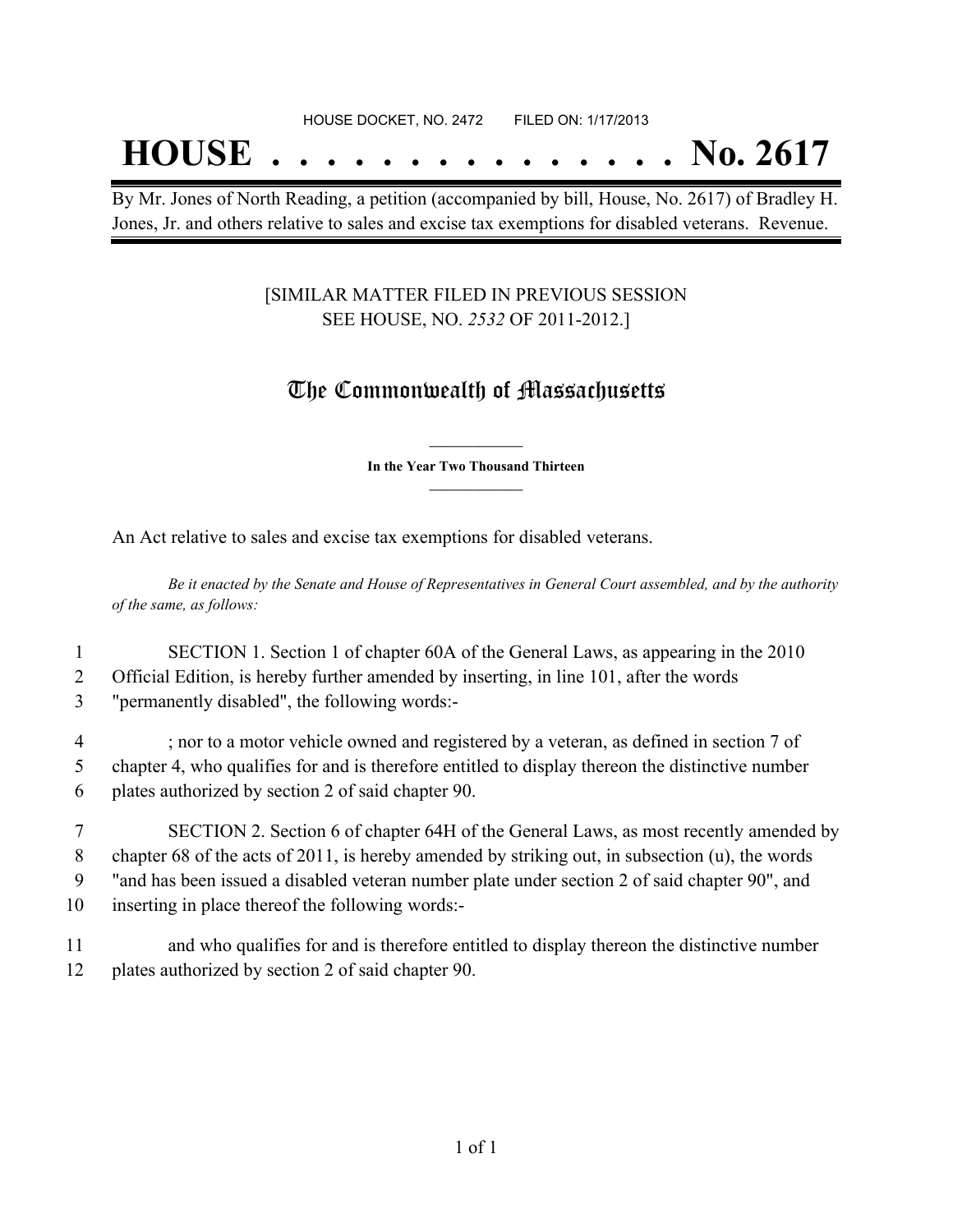HOUSE DOCKET, NO. 2472 FILED ON: 1/17/2013

# HOUSE . . . . . . . . . . . . . . . No. 2617

By Mr. Jones of North Reading, a petition (accompanied by bill, House, No. 2617) of Bradley H. Jones, Jr. and others relative to sales and excise tax exemptions for disabled veterans. Revenue.

[SIMILAR MATTER FILED IN PREVIOUS SESSION SEE HOUSE, NO. *2532* OF 2011-2012.]

## The Commonwealth of Massachusetts

**In the Year Two Thousand Thirteen**

An Act relative to sales and excise tax exemptions for disabled veterans.

*Be it enacted by the Senate and House of Representatives in General Court assembled, and by the authority of the same, as follows:*

1 SECTION 1. Section 1 of chapter 60A of the General Laws, as appearing in the 2010
2 Official Edition, is hereby further amended by inserting, in line 101, after the words
3 "permanently disabled", the following words:-

4 ; nor to a motor vehicle owned and registered by a veteran, as defined in section 7 of
5 chapter 4, who qualifies for and is therefore entitled to display thereon the distinctive number
6 plates authorized by section 2 of said chapter 90.

7 SECTION 2. Section 6 of chapter 64H of the General Laws, as most recently amended by
8 chapter 68 of the acts of 2011, is hereby amended by striking out, in subsection (u), the words
9 "and has been issued a disabled veteran number plate under section 2 of said chapter 90", and
10 inserting in place thereof the following words:-

11 and who qualifies for and is therefore entitled to display thereon the distinctive number
12 plates authorized by section 2 of said chapter 90.